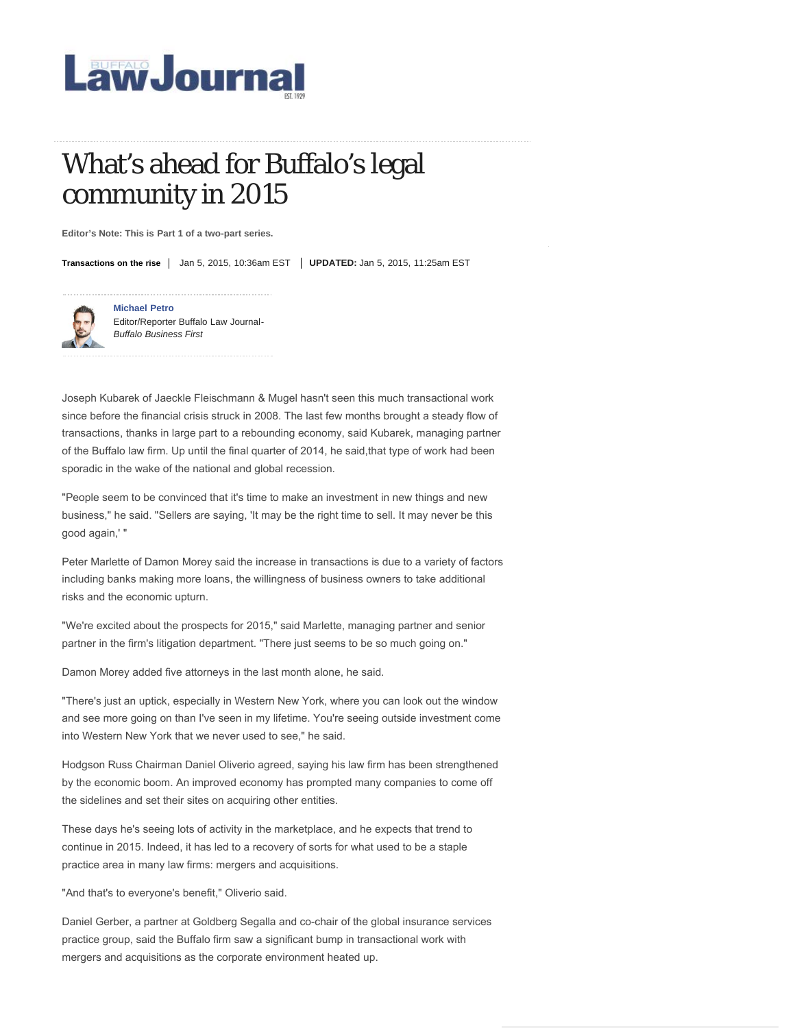# Buffalo Law Journal

# What's ahead for Buffalo's legal community in 2015

**Editor's Note: This is Part 1 of a two-part series.**

**Transactions on the rise** | Jan 5, 2015, 10:36am EST | **UPDATED:** Jan 5, 2015, 11:25am EST

**Michael Petro**
Editor/Reporter Buffalo Law Journal-
*Buffalo Business First*

Joseph Kubarek of Jaeckle Fleischmann & Mugel hasn't seen this much transactional work since before the financial crisis struck in 2008. The last few months brought a steady flow of transactions, thanks in large part to a rebounding economy, said Kubarek, managing partner of the Buffalo law firm. Up until the final quarter of 2014, he said,that type of work had been sporadic in the wake of the national and global recession.

"People seem to be convinced that it's time to make an investment in new things and new business," he said. "Sellers are saying, 'It may be the right time to sell. It may never be this good again,' "

Peter Marlette of Damon Morey said the increase in transactions is due to a variety of factors including banks making more loans, the willingness of business owners to take additional risks and the economic upturn.

"We're excited about the prospects for 2015," said Marlette, managing partner and senior partner in the firm's litigation department. "There just seems to be so much going on."

Damon Morey added five attorneys in the last month alone, he said.

"There's just an uptick, especially in Western New York, where you can look out the window and see more going on than I've seen in my lifetime. You're seeing outside investment come into Western New York that we never used to see," he said.

Hodgson Russ Chairman Daniel Oliverio agreed, saying his law firm has been strengthened by the economic boom. An improved economy has prompted many companies to come off the sidelines and set their sites on acquiring other entities.

These days he's seeing lots of activity in the marketplace, and he expects that trend to continue in 2015. Indeed, it has led to a recovery of sorts for what used to be a staple practice area in many law firms: mergers and acquisitions.

"And that's to everyone's benefit," Oliverio said.

Daniel Gerber, a partner at Goldberg Segalla and co-chair of the global insurance services practice group, said the Buffalo firm saw a significant bump in transactional work with mergers and acquisitions as the corporate environment heated up.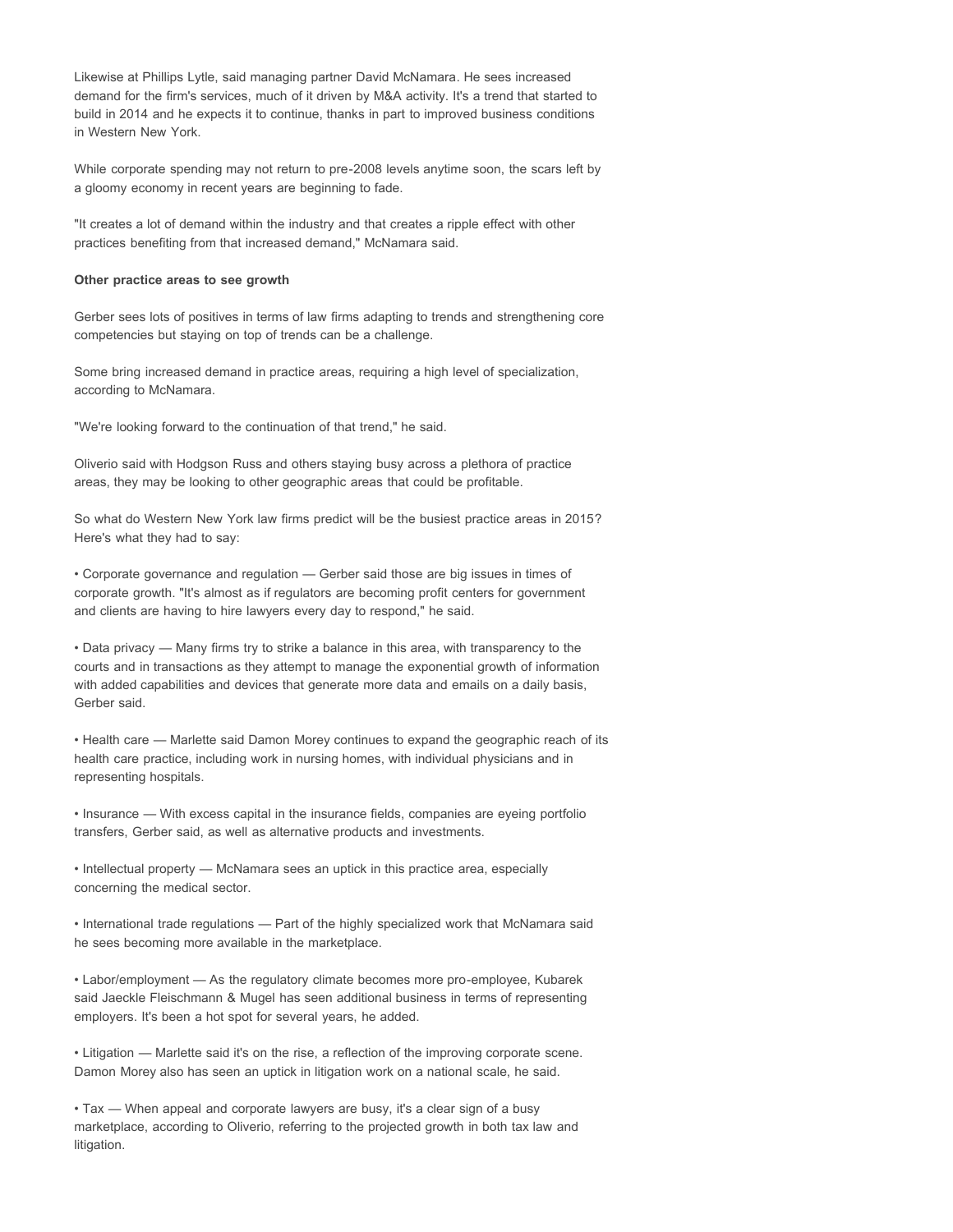Likewise at Phillips Lytle, said managing partner David McNamara. He sees increased demand for the firm's services, much of it driven by M&A activity. It's a trend that started to build in 2014 and he expects it to continue, thanks in part to improved business conditions in Western New York.

While corporate spending may not return to pre-2008 levels anytime soon, the scars left by a gloomy economy in recent years are beginning to fade.

"It creates a lot of demand within the industry and that creates a ripple effect with other practices benefiting from that increased demand," McNamara said.

**Other practice areas to see growth**

Gerber sees lots of positives in terms of law firms adapting to trends and strengthening core competencies but staying on top of trends can be a challenge.

Some bring increased demand in practice areas, requiring a high level of specialization, according to McNamara.

"We're looking forward to the continuation of that trend," he said.

Oliverio said with Hodgson Russ and others staying busy across a plethora of practice areas, they may be looking to other geographic areas that could be profitable.

So what do Western New York law firms predict will be the busiest practice areas in 2015? Here's what they had to say:

• Corporate governance and regulation — Gerber said those are big issues in times of corporate growth. "It's almost as if regulators are becoming profit centers for government and clients are having to hire lawyers every day to respond," he said.

• Data privacy — Many firms try to strike a balance in this area, with transparency to the courts and in transactions as they attempt to manage the exponential growth of information with added capabilities and devices that generate more data and emails on a daily basis, Gerber said.

• Health care — Marlette said Damon Morey continues to expand the geographic reach of its health care practice, including work in nursing homes, with individual physicians and in representing hospitals.

• Insurance — With excess capital in the insurance fields, companies are eyeing portfolio transfers, Gerber said, as well as alternative products and investments.

• Intellectual property — McNamara sees an uptick in this practice area, especially concerning the medical sector.

• International trade regulations — Part of the highly specialized work that McNamara said he sees becoming more available in the marketplace.

• Labor/employment — As the regulatory climate becomes more pro-employee, Kubarek said Jaeckle Fleischmann & Mugel has seen additional business in terms of representing employers. It's been a hot spot for several years, he added.

• Litigation — Marlette said it's on the rise, a reflection of the improving corporate scene. Damon Morey also has seen an uptick in litigation work on a national scale, he said.

• Tax — When appeal and corporate lawyers are busy, it's a clear sign of a busy marketplace, according to Oliverio, referring to the projected growth in both tax law and litigation.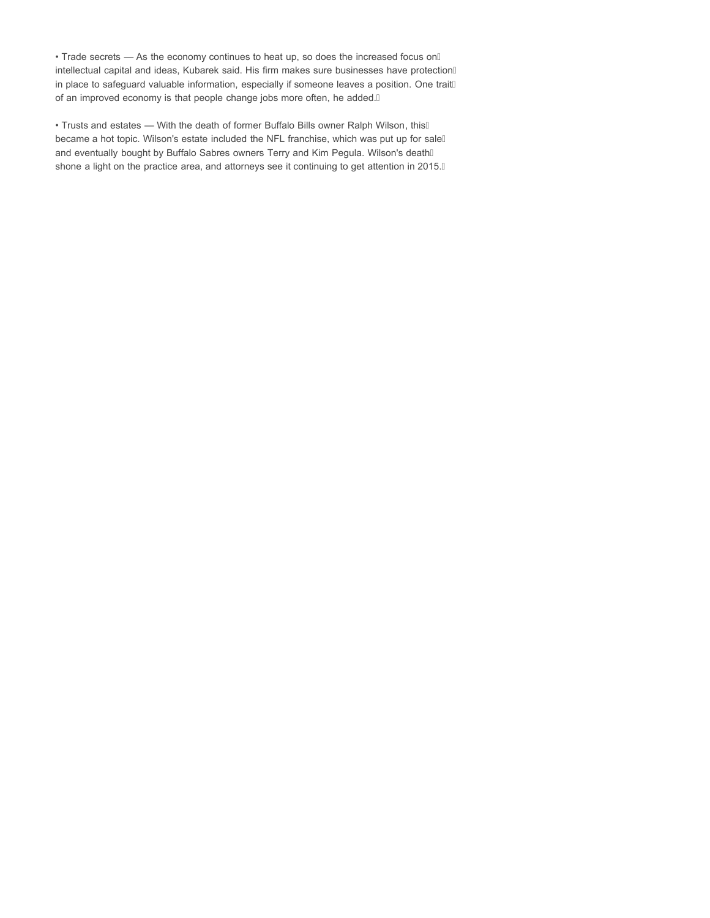- Trade secrets — As the economy continues to heat up, so does the increased focus on intellectual capital and ideas, Kubarek said. His firm makes sure businesses have protection in place to safeguard valuable information, especially if someone leaves a position. One trait of an improved economy is that people change jobs more often, he added.

- Trusts and estates — With the death of former Buffalo Bills owner Ralph Wilson, this became a hot topic. Wilson's estate included the NFL franchise, which was put up for sale and eventually bought by Buffalo Sabres owners Terry and Kim Pegula. Wilson's death shone a light on the practice area, and attorneys see it continuing to get attention in 2015.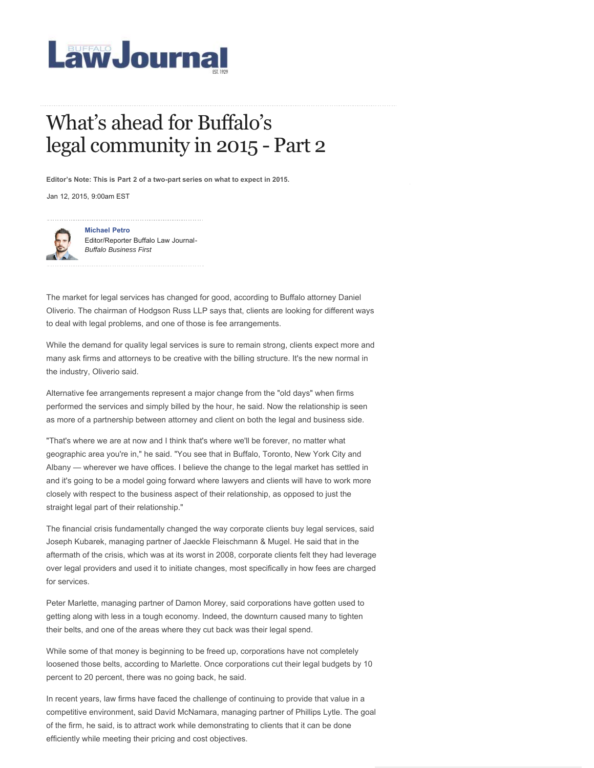# What's ahead for Buffalo's legal community in 2015 - Part 2

**Editor's Note: This is Part 2 of a two-part series on what to expect in 2015.**

Jan 12, 2015, 9:00am EST

**Michael Petro**
Editor/Reporter Buffalo Law Journal-
*Buffalo Business First*

The market for legal services has changed for good, according to Buffalo attorney Daniel Oliverio. The chairman of Hodgson Russ LLP says that, clients are looking for different ways to deal with legal problems, and one of those is fee arrangements.

While the demand for quality legal services is sure to remain strong, clients expect more and many ask firms and attorneys to be creative with the billing structure. It's the new normal in the industry, Oliverio said.

Alternative fee arrangements represent a major change from the "old days" when firms performed the services and simply billed by the hour, he said. Now the relationship is seen as more of a partnership between attorney and client on both the legal and business side.

"That's where we are at now and I think that's where we'll be forever, no matter what geographic area you're in," he said. "You see that in Buffalo, Toronto, New York City and Albany — wherever we have offices. I believe the change to the legal market has settled in and it's going to be a model going forward where lawyers and clients will have to work more closely with respect to the business aspect of their relationship, as opposed to just the straight legal part of their relationship."

The financial crisis fundamentally changed the way corporate clients buy legal services, said Joseph Kubarek, managing partner of Jaeckle Fleischmann & Mugel. He said that in the aftermath of the crisis, which was at its worst in 2008, corporate clients felt they had leverage over legal providers and used it to initiate changes, most specifically in how fees are charged for services.

Peter Marlette, managing partner of Damon Morey, said corporations have gotten used to getting along with less in a tough economy. Indeed, the downturn caused many to tighten their belts, and one of the areas where they cut back was their legal spend.

While some of that money is beginning to be freed up, corporations have not completely loosened those belts, according to Marlette. Once corporations cut their legal budgets by 10 percent to 20 percent, there was no going back, he said.

In recent years, law firms have faced the challenge of continuing to provide that value in a competitive environment, said David McNamara, managing partner of Phillips Lytle. The goal of the firm, he said, is to attract work while demonstrating to clients that it can be done efficiently while meeting their pricing and cost objectives.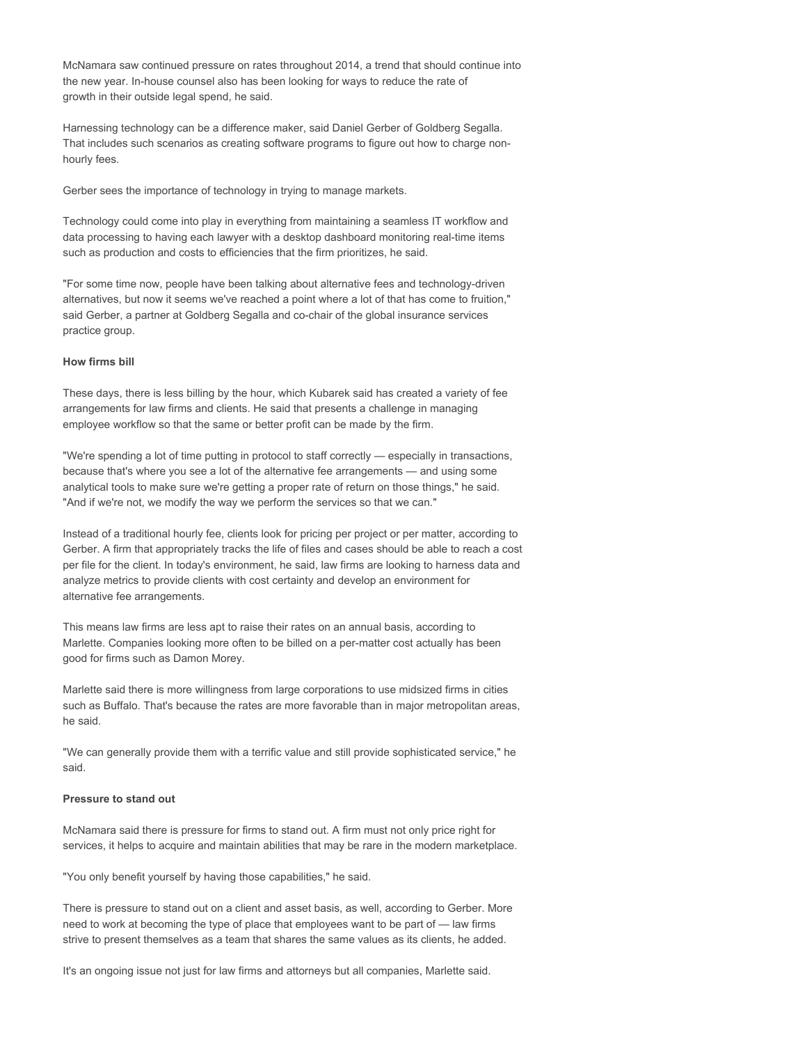McNamara saw continued pressure on rates throughout 2014, a trend that should continue into the new year. In-house counsel also has been looking for ways to reduce the rate of growth in their outside legal spend, he said.

Harnessing technology can be a difference maker, said Daniel Gerber of Goldberg Segalla. That includes such scenarios as creating software programs to figure out how to charge non-hourly fees.

Gerber sees the importance of technology in trying to manage markets.

Technology could come into play in everything from maintaining a seamless IT workflow and data processing to having each lawyer with a desktop dashboard monitoring real-time items such as production and costs to efficiencies that the firm prioritizes, he said.

"For some time now, people have been talking about alternative fees and technology-driven alternatives, but now it seems we've reached a point where a lot of that has come to fruition," said Gerber, a partner at Goldberg Segalla and co-chair of the global insurance services practice group.

**How firms bill**

These days, there is less billing by the hour, which Kubarek said has created a variety of fee arrangements for law firms and clients. He said that presents a challenge in managing employee workflow so that the same or better profit can be made by the firm.

"We're spending a lot of time putting in protocol to staff correctly — especially in transactions, because that's where you see a lot of the alternative fee arrangements — and using some analytical tools to make sure we're getting a proper rate of return on those things," he said. "And if we're not, we modify the way we perform the services so that we can."

Instead of a traditional hourly fee, clients look for pricing per project or per matter, according to Gerber. A firm that appropriately tracks the life of files and cases should be able to reach a cost per file for the client. In today's environment, he said, law firms are looking to harness data and analyze metrics to provide clients with cost certainty and develop an environment for alternative fee arrangements.

This means law firms are less apt to raise their rates on an annual basis, according to Marlette. Companies looking more often to be billed on a per-matter cost actually has been good for firms such as Damon Morey.

Marlette said there is more willingness from large corporations to use midsized firms in cities such as Buffalo. That's because the rates are more favorable than in major metropolitan areas, he said.

"We can generally provide them with a terrific value and still provide sophisticated service," he said.

**Pressure to stand out**

McNamara said there is pressure for firms to stand out. A firm must not only price right for services, it helps to acquire and maintain abilities that may be rare in the modern marketplace.

"You only benefit yourself by having those capabilities," he said.

There is pressure to stand out on a client and asset basis, as well, according to Gerber. More need to work at becoming the type of place that employees want to be part of — law firms strive to present themselves as a team that shares the same values as its clients, he added.

It's an ongoing issue not just for law firms and attorneys but all companies, Marlette said.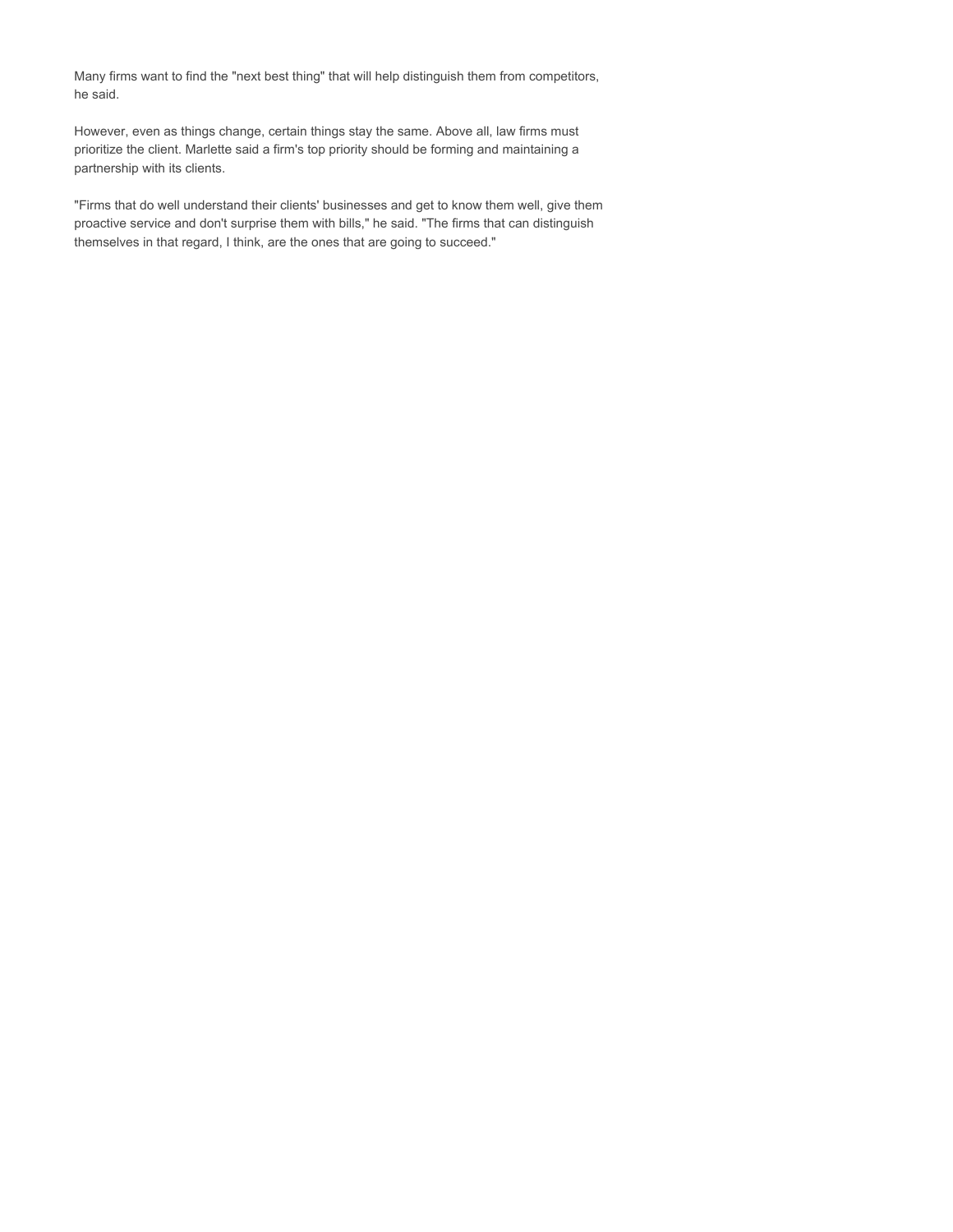Many firms want to find the "next best thing" that will help distinguish them from competitors, he said.

However, even as things change, certain things stay the same. Above all, law firms must prioritize the client. Marlette said a firm's top priority should be forming and maintaining a partnership with its clients.

"Firms that do well understand their clients' businesses and get to know them well, give them proactive service and don't surprise them with bills," he said. "The firms that can distinguish themselves in that regard, I think, are the ones that are going to succeed."